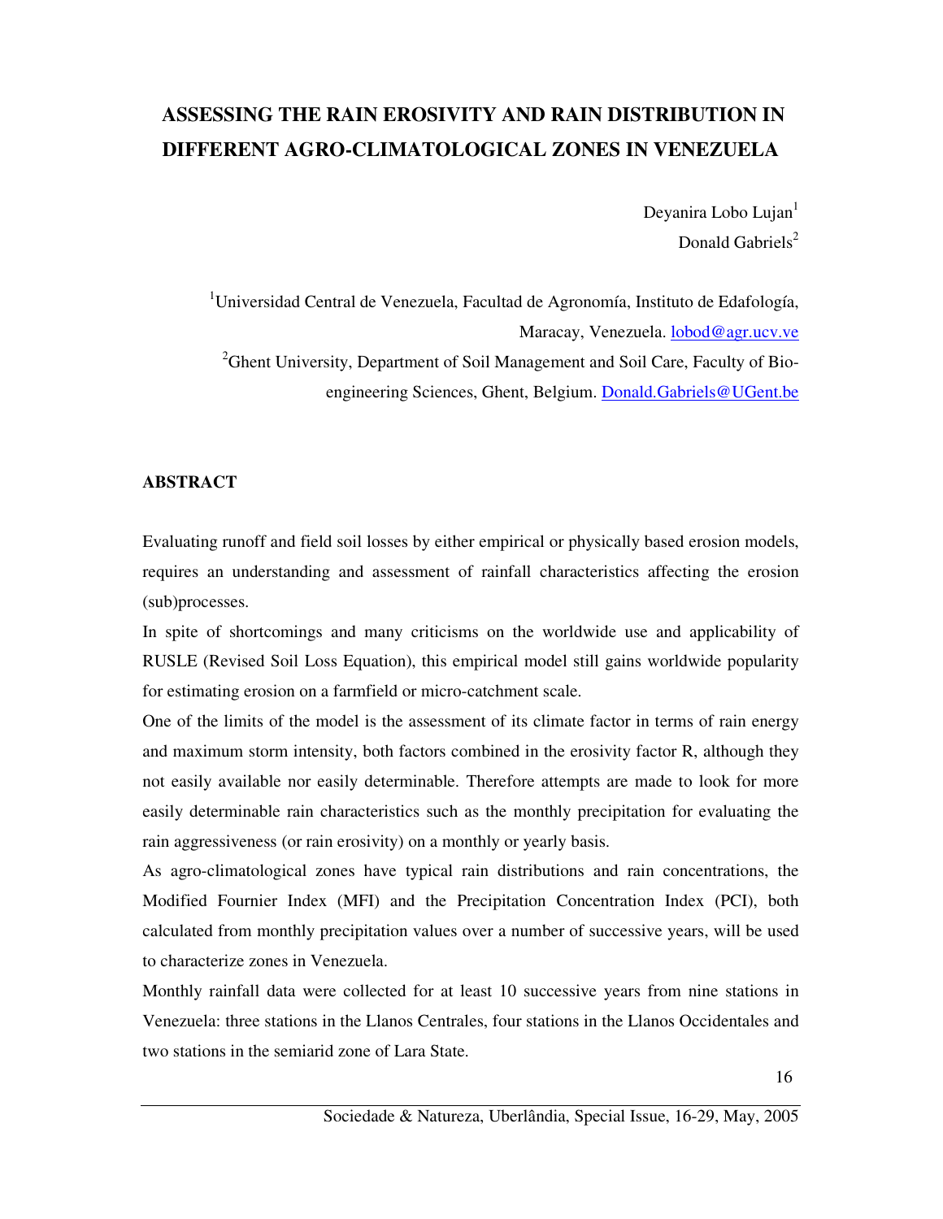# ASSESSING THE RAIN EROSIVITY AND RAIN DISTRIBUTION IN DIFFERENT AGRO-CLIMATOLOGICAL ZONES IN VENEZUELA

Deyanira Lobo Lujan[1]
Donald Gabriels[2]

[1]Universidad Central de Venezuela, Facultad de Agronomía, Instituto de Edafología, Maracay, Venezuela. lobod@agr.ucv.ve

[2]Ghent University, Department of Soil Management and Soil Care, Faculty of Bio-engineering Sciences, Ghent, Belgium. Donald.Gabriels@UGent.be

## ABSTRACT

Evaluating runoff and field soil losses by either empirical or physically based erosion models, requires an understanding and assessment of rainfall characteristics affecting the erosion (sub)processes.

In spite of shortcomings and many criticisms on the worldwide use and applicability of RUSLE (Revised Soil Loss Equation), this empirical model still gains worldwide popularity for estimating erosion on a farmfield or micro-catchment scale.

One of the limits of the model is the assessment of its climate factor in terms of rain energy and maximum storm intensity, both factors combined in the erosivity factor R, although they not easily available nor easily determinable. Therefore attempts are made to look for more easily determinable rain characteristics such as the monthly precipitation for evaluating the rain aggressiveness (or rain erosivity) on a monthly or yearly basis.

As agro-climatological zones have typical rain distributions and rain concentrations, the Modified Fournier Index (MFI) and the Precipitation Concentration Index (PCI), both calculated from monthly precipitation values over a number of successive years, will be used to characterize zones in Venezuela.

Monthly rainfall data were collected for at least 10 successive years from nine stations in Venezuela: three stations in the Llanos Centrales, four stations in the Llanos Occidentales and two stations in the semiarid zone of Lara State.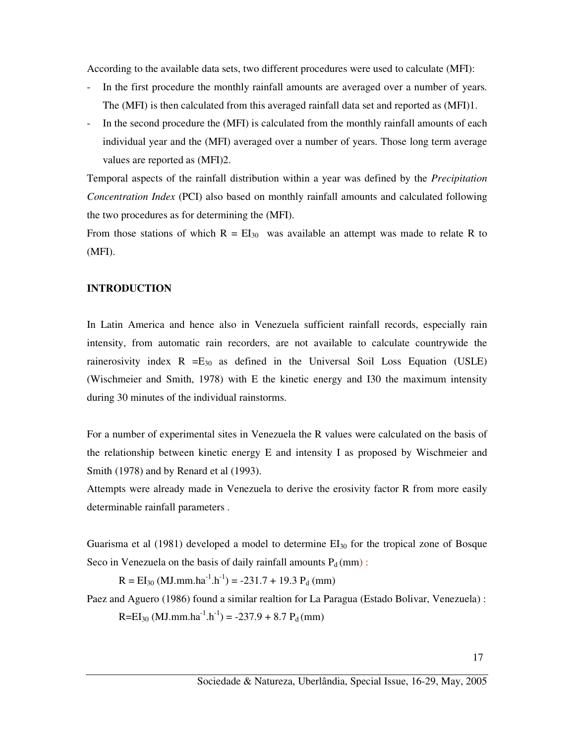According to the available data sets, two different procedures were used to calculate (MFI):

- In the first procedure the monthly rainfall amounts are averaged over a number of years. The (MFI) is then calculated from this averaged rainfall data set and reported as (MFI)1.
- In the second procedure the (MFI) is calculated from the monthly rainfall amounts of each individual year and the (MFI) averaged over a number of years. Those long term average values are reported as (MFI)2.

Temporal aspects of the rainfall distribution within a year was defined by the *Precipitation Concentration Index* (PCI) also based on monthly rainfall amounts and calculated following the two procedures as for determining the (MFI).

From those stations of which $R = EI_{30}$ was available an attempt was made to relate R to (MFI).

**INTRODUCTION**

In Latin America and hence also in Venezuela sufficient rainfall records, especially rain intensity, from automatic rain recorders, are not available to calculate countrywide the rainerosivity index $R = E_{30}$ as defined in the Universal Soil Loss Equation (USLE) (Wischmeier and Smith, 1978) with E the kinetic energy and I30 the maximum intensity during 30 minutes of the individual rainstorms.

For a number of experimental sites in Venezuela the R values were calculated on the basis of the relationship between kinetic energy E and intensity I as proposed by Wischmeier and Smith (1978) and by Renard et al (1993).

Attempts were already made in Venezuela to derive the erosivity factor R from more easily determinable rainfall parameters .

Guarisma et al (1981) developed a model to determine $EI_{30}$ for the tropical zone of Bosque Seco in Venezuela on the basis of daily rainfall amounts $P_d$ (mm) :

$$R = EI_{30}\ (MJ.mm.ha^{-1}.h^{-1}) = -231.7 + 19.3\ P_d\ (mm)$$

Paez and Aguero (1986) found a similar realtion for La Paragua (Estado Bolivar, Venezuela) :

$$R = EI_{30}\ (MJ.mm.ha^{-1}.h^{-1}) = -237.9 + 8.7\ P_d\ (mm)$$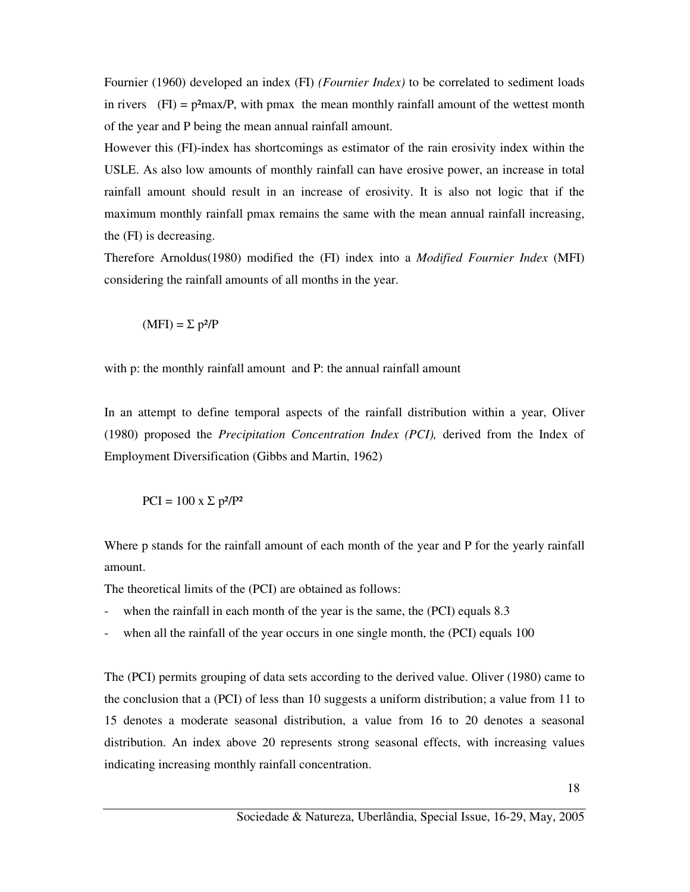Fournier (1960) developed an index (FI) *(Fournier Index)* to be correlated to sediment loads in rivers (FI) = $p^2_{max}/P$, with $p_{max}$ the mean monthly rainfall amount of the wettest month of the year and P being the mean annual rainfall amount.

However this (FI)-index has shortcomings as estimator of the rain erosivity index within the USLE. As also low amounts of monthly rainfall can have erosive power, an increase in total rainfall amount should result in an increase of erosivity. It is also not logic that if the maximum monthly rainfall $p_{max}$ remains the same with the mean annual rainfall increasing, the (FI) is decreasing.

Therefore Arnoldus(1980) modified the (FI) index into a *Modified Fournier Index* (MFI) considering the rainfall amounts of all months in the year.

$$(MFI) = \Sigma\, p^2/P$$

with p: the monthly rainfall amount and P: the annual rainfall amount

In an attempt to define temporal aspects of the rainfall distribution within a year, Oliver (1980) proposed the *Precipitation Concentration Index (PCI),* derived from the Index of Employment Diversification (Gibbs and Martin, 1962)

$$PCI = 100 \times \Sigma\, p^2/P^2$$

Where p stands for the rainfall amount of each month of the year and P for the yearly rainfall amount.

The theoretical limits of the (PCI) are obtained as follows:

- when the rainfall in each month of the year is the same, the (PCI) equals 8.3
- when all the rainfall of the year occurs in one single month, the (PCI) equals 100

The (PCI) permits grouping of data sets according to the derived value. Oliver (1980) came to the conclusion that a (PCI) of less than 10 suggests a uniform distribution; a value from 11 to 15 denotes a moderate seasonal distribution, a value from 16 to 20 denotes a seasonal distribution. An index above 20 represents strong seasonal effects, with increasing values indicating increasing monthly rainfall concentration.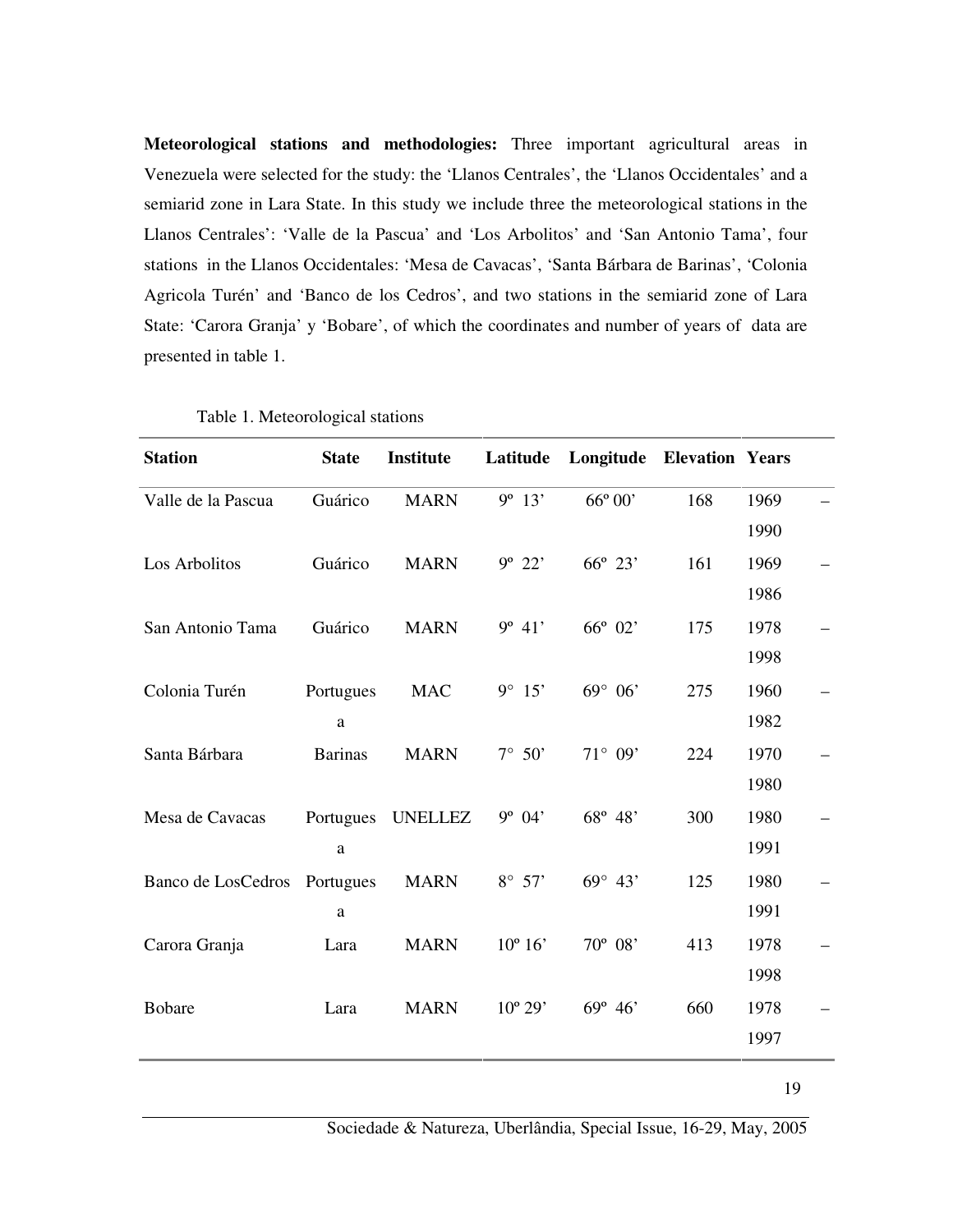**Meteorological stations and methodologies:** Three important agricultural areas in Venezuela were selected for the study: the 'Llanos Centrales', the 'Llanos Occidentales' and a semiarid zone in Lara State. In this study we include three the meteorological stations in the Llanos Centrales': 'Valle de la Pascua' and 'Los Arbolitos' and 'San Antonio Tama', four stations in the Llanos Occidentales: 'Mesa de Cavacas', 'Santa Bárbara de Barinas', 'Colonia Agricola Turén' and 'Banco de los Cedros', and two stations in the semiarid zone of Lara State: 'Carora Granja' y 'Bobare', of which the coordinates and number of years of data are presented in table 1.

Table 1. Meteorological stations

| Station | State | Institute | Latitude | Longitude | Elevation | Years |
|---|---|---|---|---|---|---|
| Valle de la Pascua | Guárico | MARN | 9º 13' | 66º 00' | 168 | 1969 – 1990 |
| Los Arbolitos | Guárico | MARN | 9º 22' | 66º 23' | 161 | 1969 – 1986 |
| San Antonio Tama | Guárico | MARN | 9º 41' | 66º 02' | 175 | 1978 – 1998 |
| Colonia Turén | Portuguesa | MAC | 9° 15' | 69° 06' | 275 | 1960 – 1982 |
| Santa Bárbara | Barinas | MARN | 7° 50' | 71° 09' | 224 | 1970 – 1980 |
| Mesa de Cavacas | Portuguesa | UNELLEZ | 9º 04' | 68º 48' | 300 | 1980 – 1991 |
| Banco de LosCedros | Portuguesa | MARN | 8° 57' | 69° 43' | 125 | 1980 – 1991 |
| Carora Granja | Lara | MARN | 10º 16' | 70º 08' | 413 | 1978 – 1998 |
| Bobare | Lara | MARN | 10º 29' | 69º 46' | 660 | 1978 – 1997 |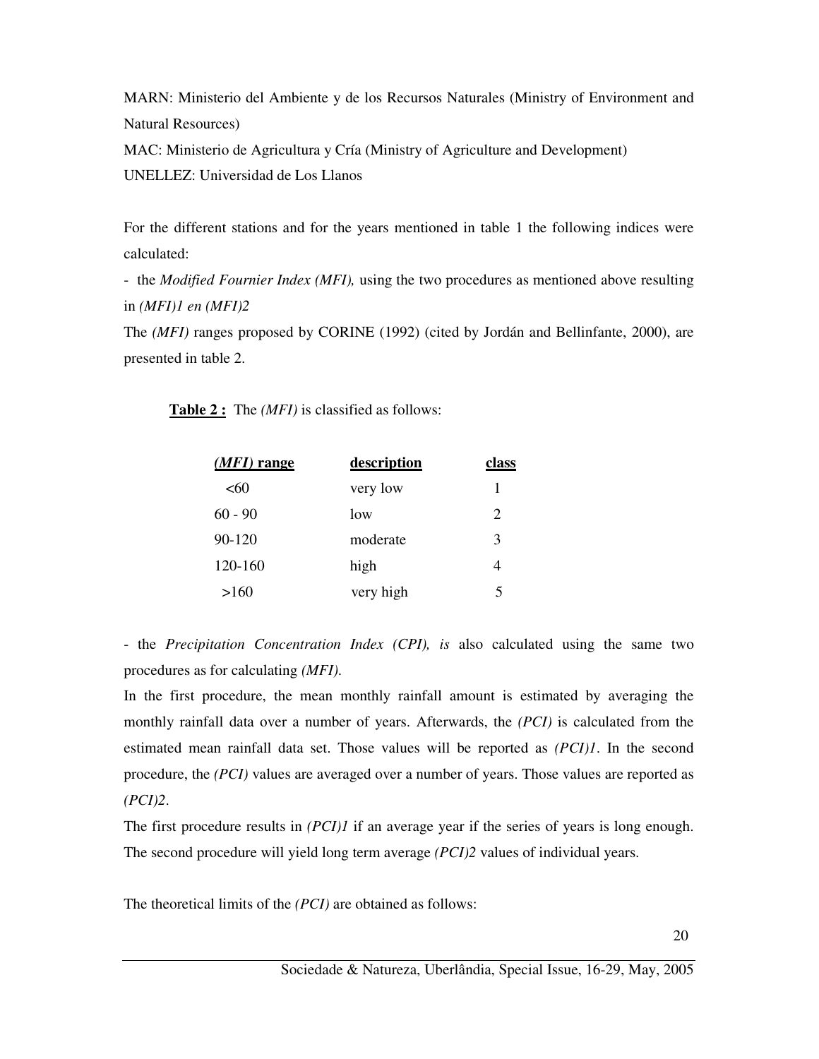MARN: Ministerio del Ambiente y de los Recursos Naturales (Ministry of Environment and Natural Resources)

MAC: Ministerio de Agricultura y Cría (Ministry of Agriculture and Development)

UNELLEZ: Universidad de Los Llanos

For the different stations and for the years mentioned in table 1 the following indices were calculated:

- the *Modified Fournier Index (MFI),* using the two procedures as mentioned above resulting in *(MFI)1 en (MFI)2*

The *(MFI)* ranges proposed by CORINE (1992) (cited by Jordán and Bellinfante, 2000), are presented in table 2.

**Table 2 :** The *(MFI)* is classified as follows:

| *(MFI)* range | description | class |
|---|---|---|
| <60 | very low | 1 |
| 60 - 90 | low | 2 |
| 90-120 | moderate | 3 |
| 120-160 | high | 4 |
| >160 | very high | 5 |

- the *Precipitation Concentration Index (CPI), is* also calculated using the same two procedures as for calculating *(MFI).*

In the first procedure, the mean monthly rainfall amount is estimated by averaging the monthly rainfall data over a number of years. Afterwards, the *(PCI)* is calculated from the estimated mean rainfall data set. Those values will be reported as *(PCI)1*. In the second procedure, the *(PCI)* values are averaged over a number of years. Those values are reported as *(PCI)2*.

The first procedure results in *(PCI)1* if an average year if the series of years is long enough. The second procedure will yield long term average *(PCI)2* values of individual years.

The theoretical limits of the *(PCI)* are obtained as follows: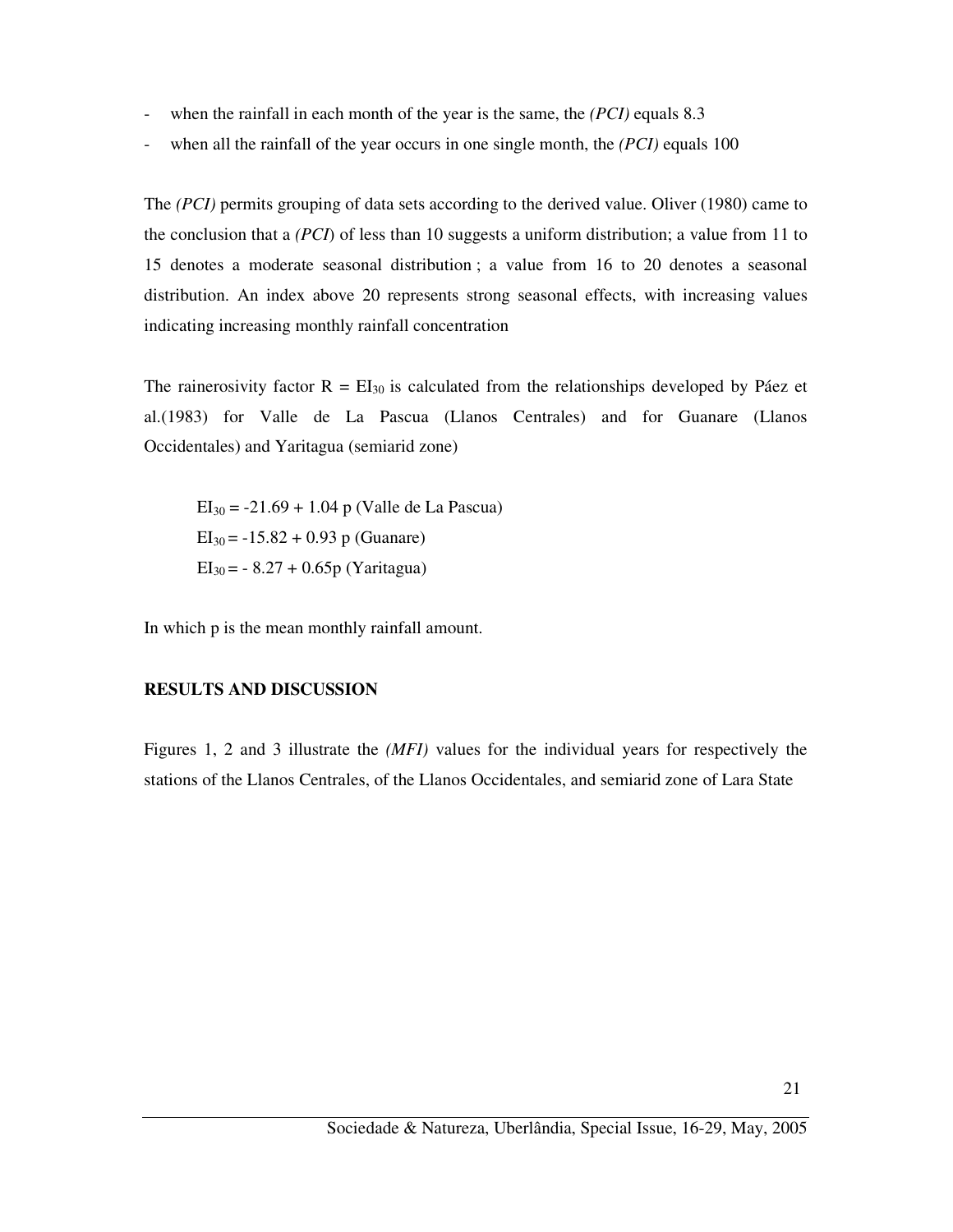- when the rainfall in each month of the year is the same, the *(PCI)* equals 8.3
- when all the rainfall of the year occurs in one single month, the *(PCI)* equals 100

The *(PCI)* permits grouping of data sets according to the derived value. Oliver (1980) came to the conclusion that a *(PCI*) of less than 10 suggests a uniform distribution; a value from 11 to 15 denotes a moderate seasonal distribution ; a value from 16 to 20 denotes a seasonal distribution. An index above 20 represents strong seasonal effects, with increasing values indicating increasing monthly rainfall concentration

The rainerosivity factor $R = EI_{30}$ is calculated from the relationships developed by Páez et al.(1983) for Valle de La Pascua (Llanos Centrales) and for Guanare (Llanos Occidentales) and Yaritagua (semiarid zone)

$$EI_{30} = -21.69 + 1.04\,p \text{ (Valle de La Pascua)}$$

$$EI_{30} = -15.82 + 0.93\,p \text{ (Guanare)}$$

$$EI_{30} = -8.27 + 0.65p \text{ (Yaritagua)}$$

In which p is the mean monthly rainfall amount.

**RESULTS AND DISCUSSION**

Figures 1, 2 and 3 illustrate the *(MFI)* values for the individual years for respectively the stations of the Llanos Centrales, of the Llanos Occidentales, and semiarid zone of Lara State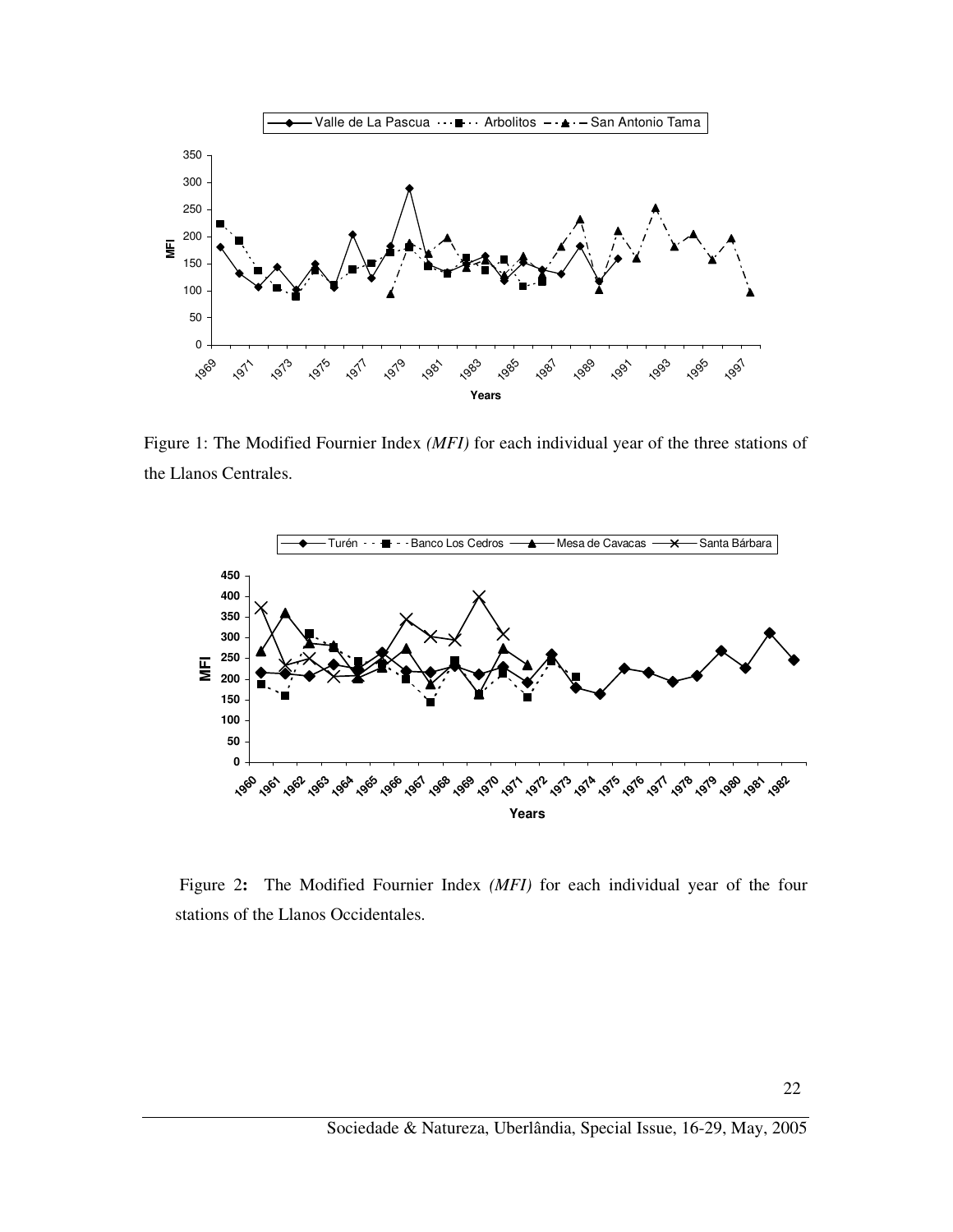Figure 1: The Modified Fournier Index *(MFI)* for each individual year of the three stations of the Llanos Centrales.

Figure 2: The Modified Fournier Index *(MFI)* for each individual year of the four stations of the Llanos Occidentales.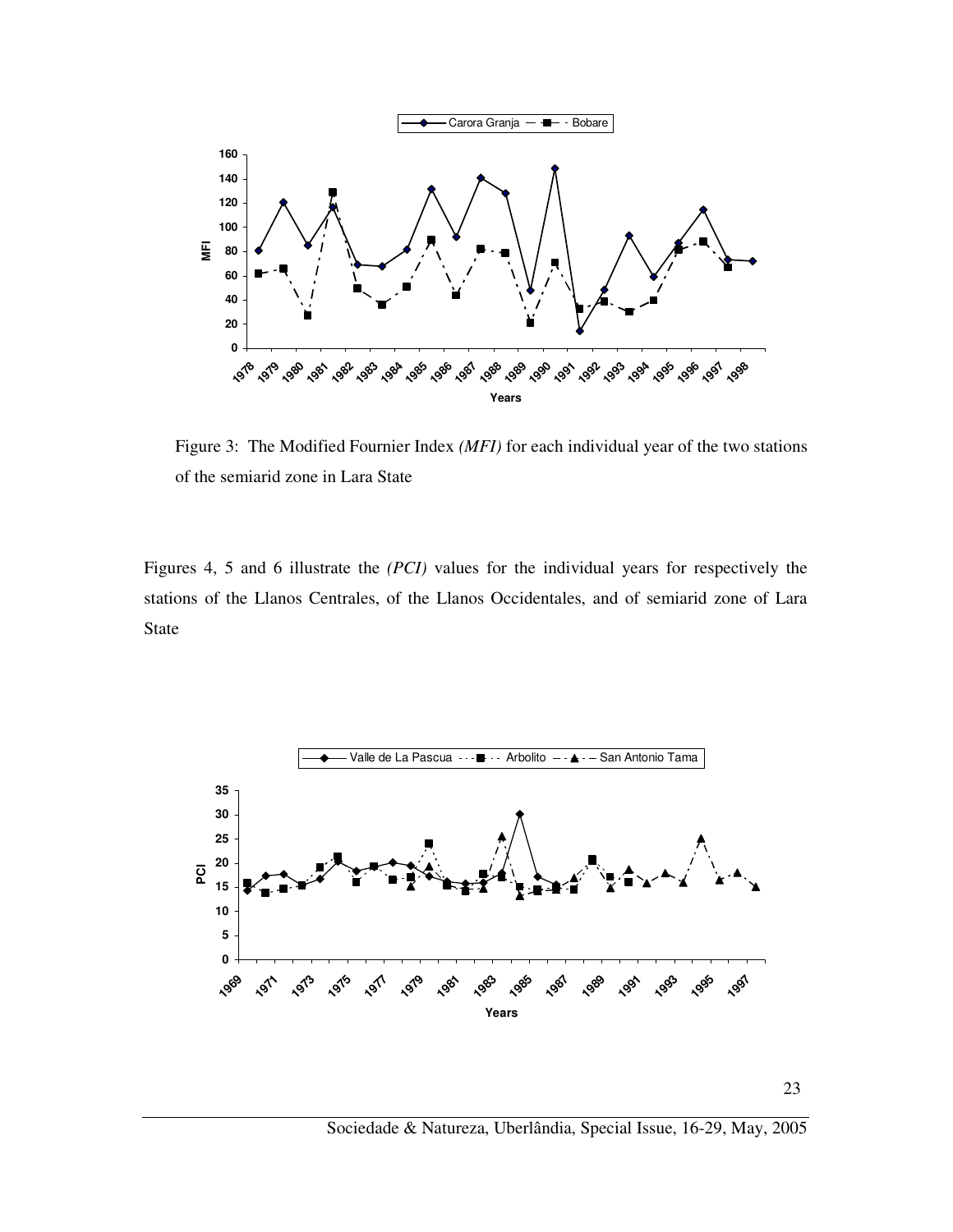Figure 3: The Modified Fournier Index *(MFI)* for each individual year of the two stations of the semiarid zone in Lara State

Figures 4, 5 and 6 illustrate the *(PCI)* values for the individual years for respectively the stations of the Llanos Centrales, of the Llanos Occidentales, and of semiarid zone of Lara State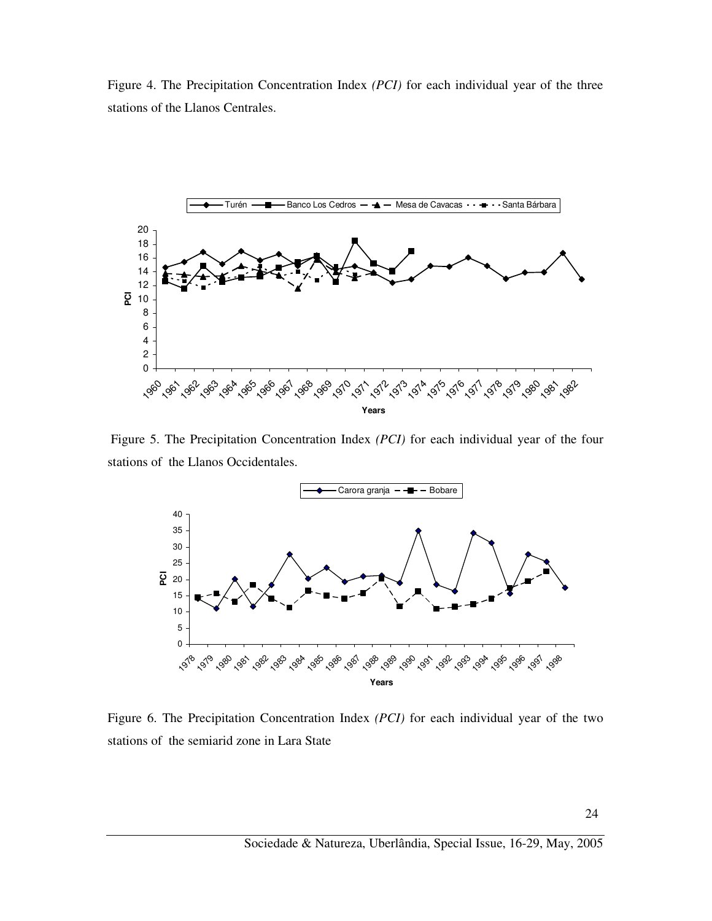Figure 4. The Precipitation Concentration Index *(PCI)* for each individual year of the three stations of the Llanos Centrales.

Figure 5. The Precipitation Concentration Index *(PCI)* for each individual year of the four stations of the Llanos Occidentales.

Figure 6. The Precipitation Concentration Index *(PCI)* for each individual year of the two stations of the semiarid zone in Lara State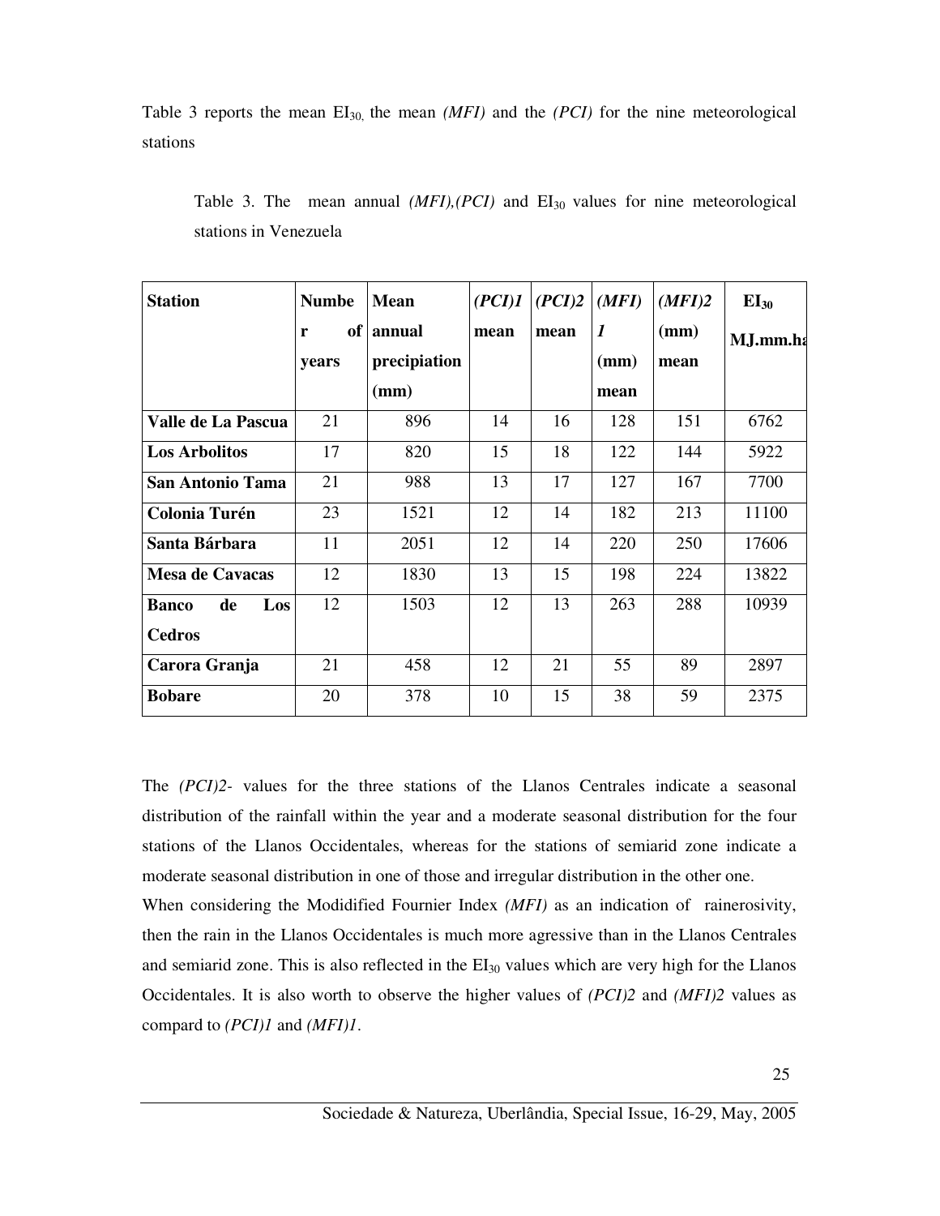Table 3 reports the mean $EI_{30,}$ the mean *(MFI)* and the *(PCI)* for the nine meteorological stations

Table 3. The mean annual *(MFI),(PCI)* and $EI_{30}$ values for nine meteorological stations in Venezuela

| Station | Number of years | Mean annual precipiation (mm) | *(PCI)1* mean | *(PCI)2* mean | *(MFI) 1* (mm) mean | *(MFI)2* (mm) mean | $EI_{30}$ MJ.mm.ha |
|---|---|---|---|---|---|---|---|
| **Valle de La Pascua** | 21 | 896 | 14 | 16 | 128 | 151 | 6762 |
| **Los Arbolitos** | 17 | 820 | 15 | 18 | 122 | 144 | 5922 |
| **San Antonio Tama** | 21 | 988 | 13 | 17 | 127 | 167 | 7700 |
| **Colonia Turén** | 23 | 1521 | 12 | 14 | 182 | 213 | 11100 |
| **Santa Bárbara** | 11 | 2051 | 12 | 14 | 220 | 250 | 17606 |
| **Mesa de Cavacas** | 12 | 1830 | 13 | 15 | 198 | 224 | 13822 |
| **Banco de Los Cedros** | 12 | 1503 | 12 | 13 | 263 | 288 | 10939 |
| **Carora Granja** | 21 | 458 | 12 | 21 | 55 | 89 | 2897 |
| **Bobare** | 20 | 378 | 10 | 15 | 38 | 59 | 2375 |

The *(PCI)2*- values for the three stations of the Llanos Centrales indicate a seasonal distribution of the rainfall within the year and a moderate seasonal distribution for the four stations of the Llanos Occidentales, whereas for the stations of semiarid zone indicate a moderate seasonal distribution in one of those and irregular distribution in the other one.

When considering the Modidified Fournier Index *(MFI)* as an indication of rainerosivity, then the rain in the Llanos Occidentales is much more agressive than in the Llanos Centrales and semiarid zone. This is also reflected in the $EI_{30}$ values which are very high for the Llanos Occidentales. It is also worth to observe the higher values of *(PCI)2* and *(MFI)2* values as compard to *(PCI)1* and *(MFI)1*.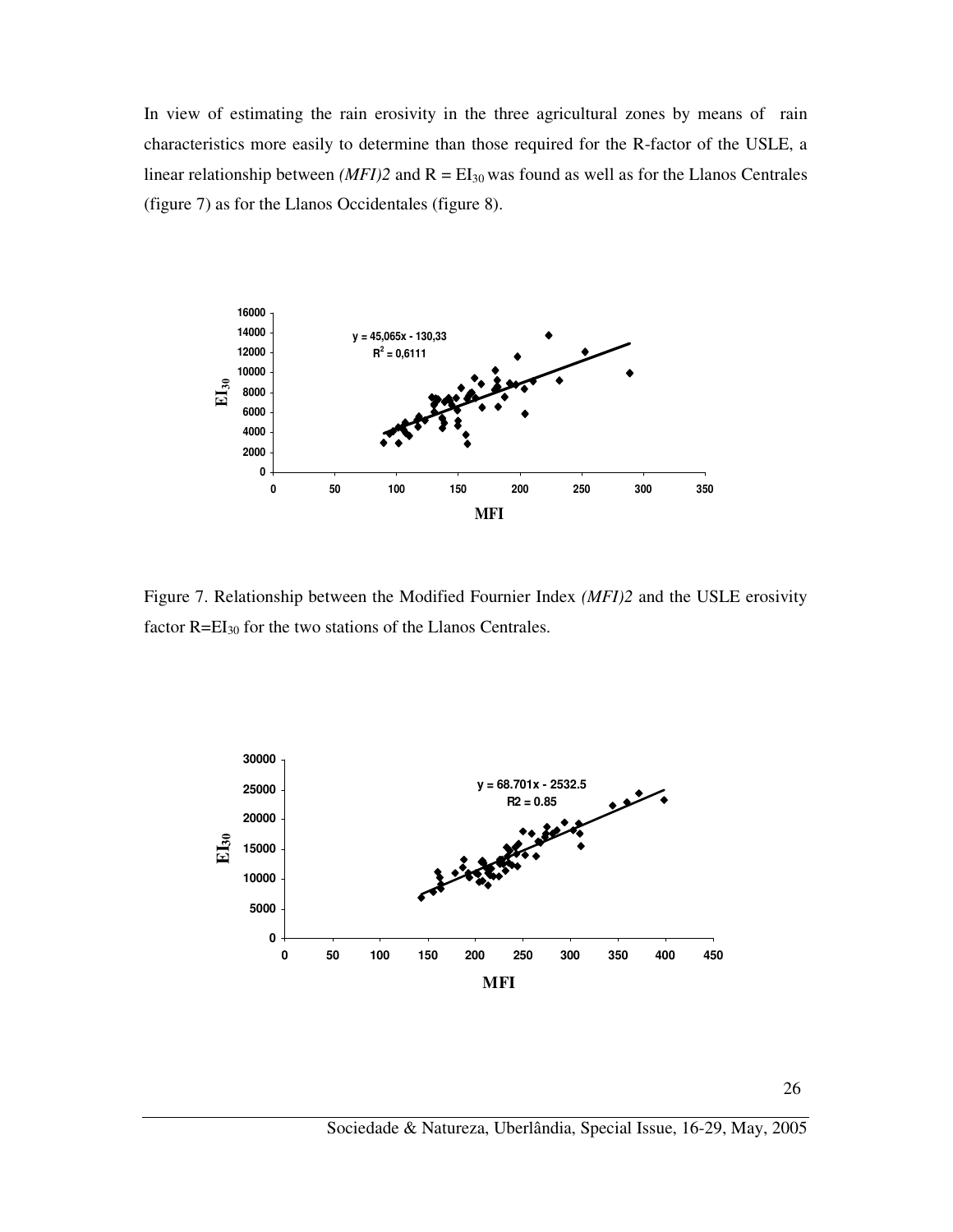In view of estimating the rain erosivity in the three agricultural zones by means of rain characteristics more easily to determine than those required for the R-factor of the USLE, a linear relationship between *(MFI)2* and $R = EI_{30}$ was found as well as for the Llanos Centrales (figure 7) as for the Llanos Occidentales (figure 8).

Figure 7. Relationship between the Modified Fournier Index *(MFI)2* and the USLE erosivity factor $R=EI_{30}$ for the two stations of the Llanos Centrales.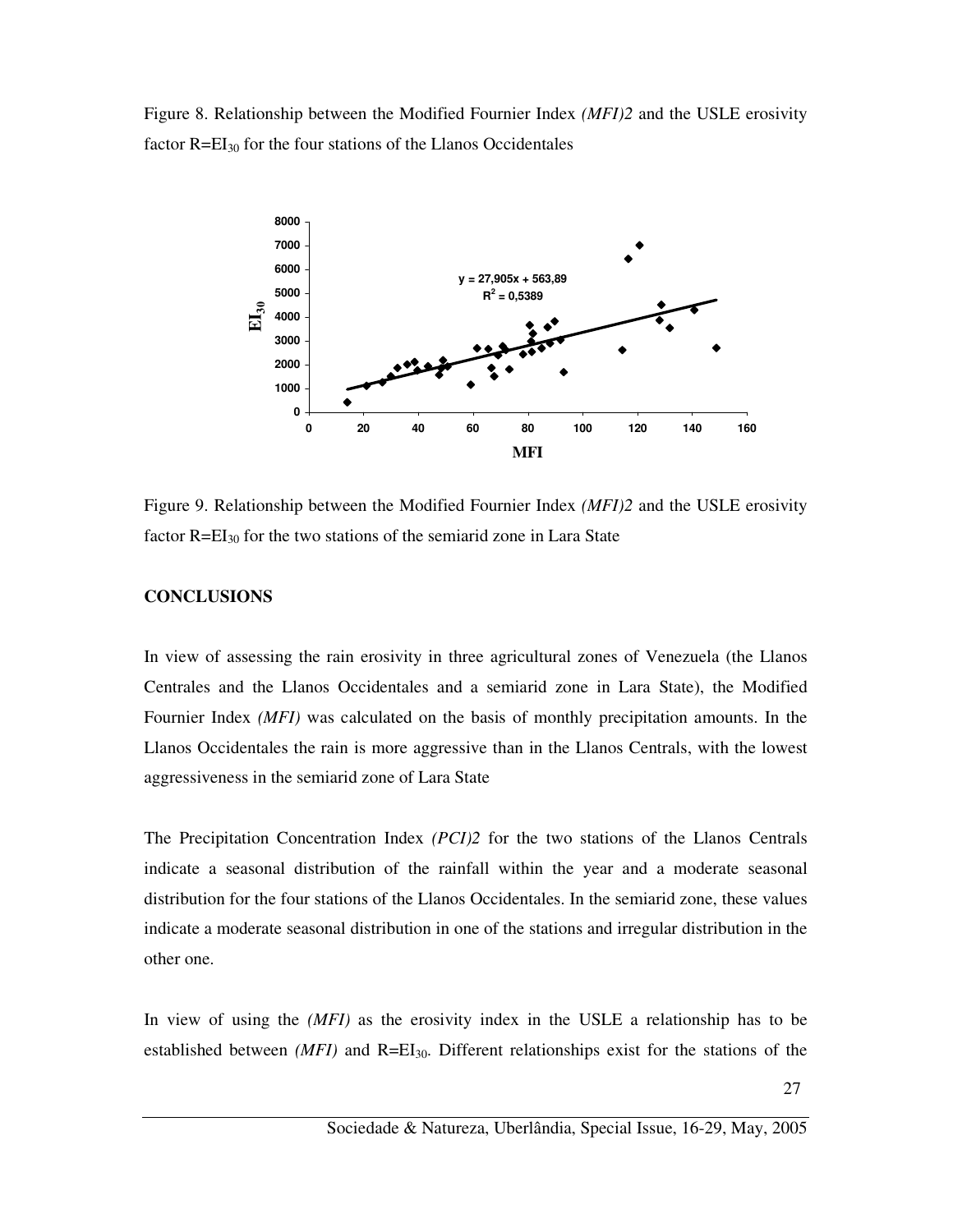Figure 8. Relationship between the Modified Fournier Index *(MFI)2* and the USLE erosivity factor $R=EI_{30}$ for the four stations of the Llanos Occidentales

Figure 9. Relationship between the Modified Fournier Index *(MFI)2* and the USLE erosivity factor $R=EI_{30}$ for the two stations of the semiarid zone in Lara State

**CONCLUSIONS**

In view of assessing the rain erosivity in three agricultural zones of Venezuela (the Llanos Centrales and the Llanos Occidentales and a semiarid zone in Lara State), the Modified Fournier Index *(MFI)* was calculated on the basis of monthly precipitation amounts. In the Llanos Occidentales the rain is more aggressive than in the Llanos Centrals, with the lowest aggressiveness in the semiarid zone of Lara State

The Precipitation Concentration Index *(PCI)2* for the two stations of the Llanos Centrals indicate a seasonal distribution of the rainfall within the year and a moderate seasonal distribution for the four stations of the Llanos Occidentales. In the semiarid zone, these values indicate a moderate seasonal distribution in one of the stations and irregular distribution in the other one.

In view of using the *(MFI)* as the erosivity index in the USLE a relationship has to be established between *(MFI)* and $R=EI_{30}$. Different relationships exist for the stations of the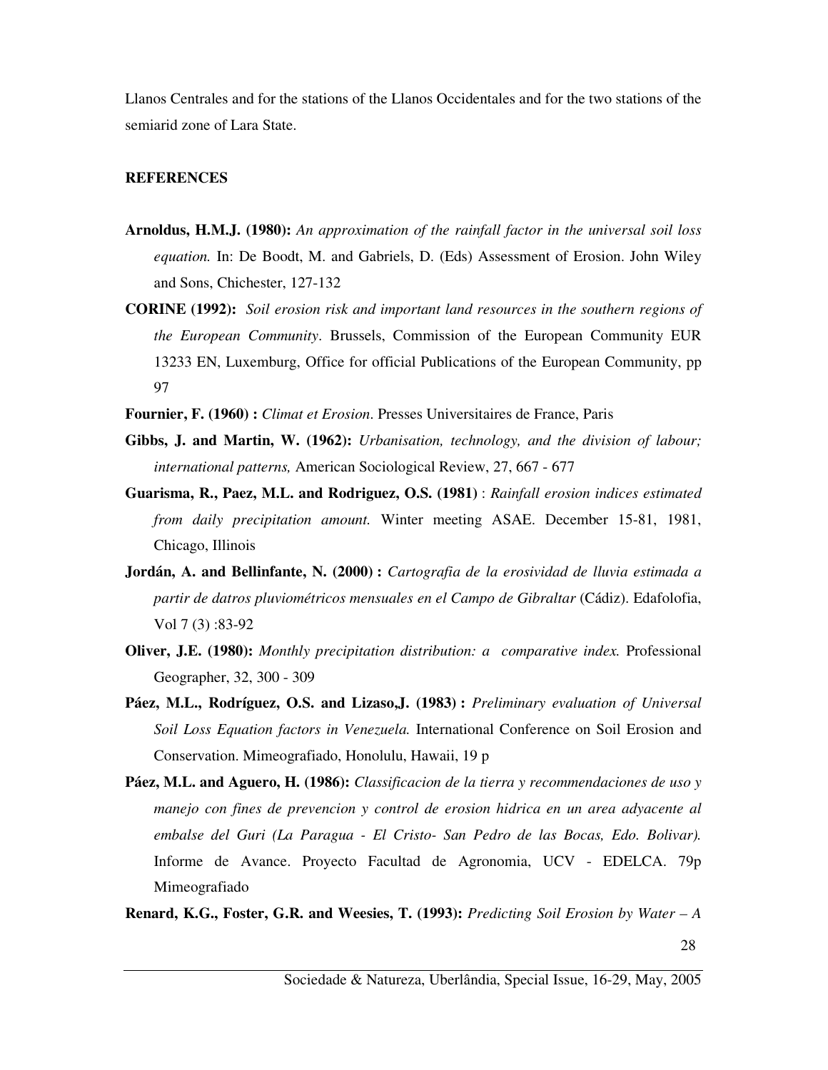Llanos Centrales and for the stations of the Llanos Occidentales and for the two stations of the semiarid zone of Lara State.

**REFERENCES**

**Arnoldus, H.M.J. (1980):** *An approximation of the rainfall factor in the universal soil loss equation.* In: De Boodt, M. and Gabriels, D. (Eds) Assessment of Erosion. John Wiley and Sons, Chichester, 127-132

**CORINE (1992):** *Soil erosion risk and important land resources in the southern regions of the European Community*. Brussels, Commission of the European Community EUR 13233 EN, Luxemburg, Office for official Publications of the European Community, pp 97

**Fournier, F. (1960) :** *Climat et Erosion*. Presses Universitaires de France, Paris

**Gibbs, J. and Martin, W. (1962):** *Urbanisation, technology, and the division of labour; international patterns,* American Sociological Review, 27, 667 - 677

**Guarisma, R., Paez, M.L. and Rodriguez, O.S. (1981)** : *Rainfall erosion indices estimated from daily precipitation amount.* Winter meeting ASAE. December 15-81, 1981, Chicago, Illinois

**Jordán, A. and Bellinfante, N. (2000) :** *Cartografia de la erosividad de lluvia estimada a partir de datros pluviométricos mensuales en el Campo de Gibraltar* (Cádiz). Edafolofia, Vol 7 (3) :83-92

**Oliver, J.E. (1980):** *Monthly precipitation distribution: a comparative index.* Professional Geographer, 32, 300 - 309

**Páez, M.L., Rodríguez, O.S. and Lizaso,J. (1983) :** *Preliminary evaluation of Universal Soil Loss Equation factors in Venezuela.* International Conference on Soil Erosion and Conservation. Mimeografiado, Honolulu, Hawaii, 19 p

**Páez, M.L. and Aguero, H. (1986):** *Classificacion de la tierra y recommendaciones de uso y manejo con fines de prevencion y control de erosion hidrica en un area adyacente al embalse del Guri (La Paragua - El Cristo- San Pedro de las Bocas, Edo. Bolivar).* Informe de Avance. Proyecto Facultad de Agronomia, UCV - EDELCA. 79p Mimeografiado

**Renard, K.G., Foster, G.R. and Weesies, T. (1993):** *Predicting Soil Erosion by Water – A*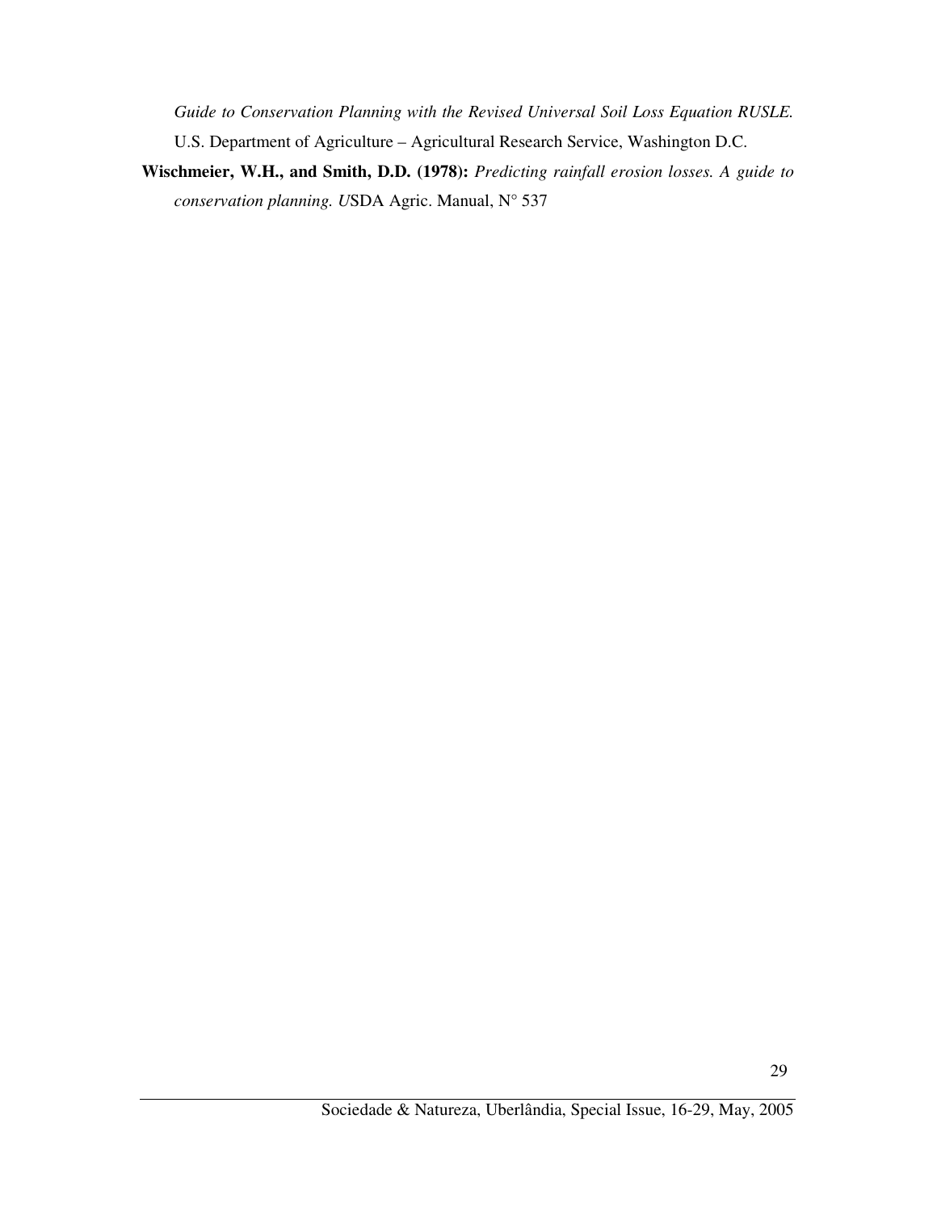*Guide to Conservation Planning with the Revised Universal Soil Loss Equation RUSLE.* U.S. Department of Agriculture – Agricultural Research Service, Washington D.C.

**Wischmeier, W.H., and Smith, D.D. (1978):** *Predicting rainfall erosion losses. A guide to conservation planning. U*SDA Agric. Manual, N° 537